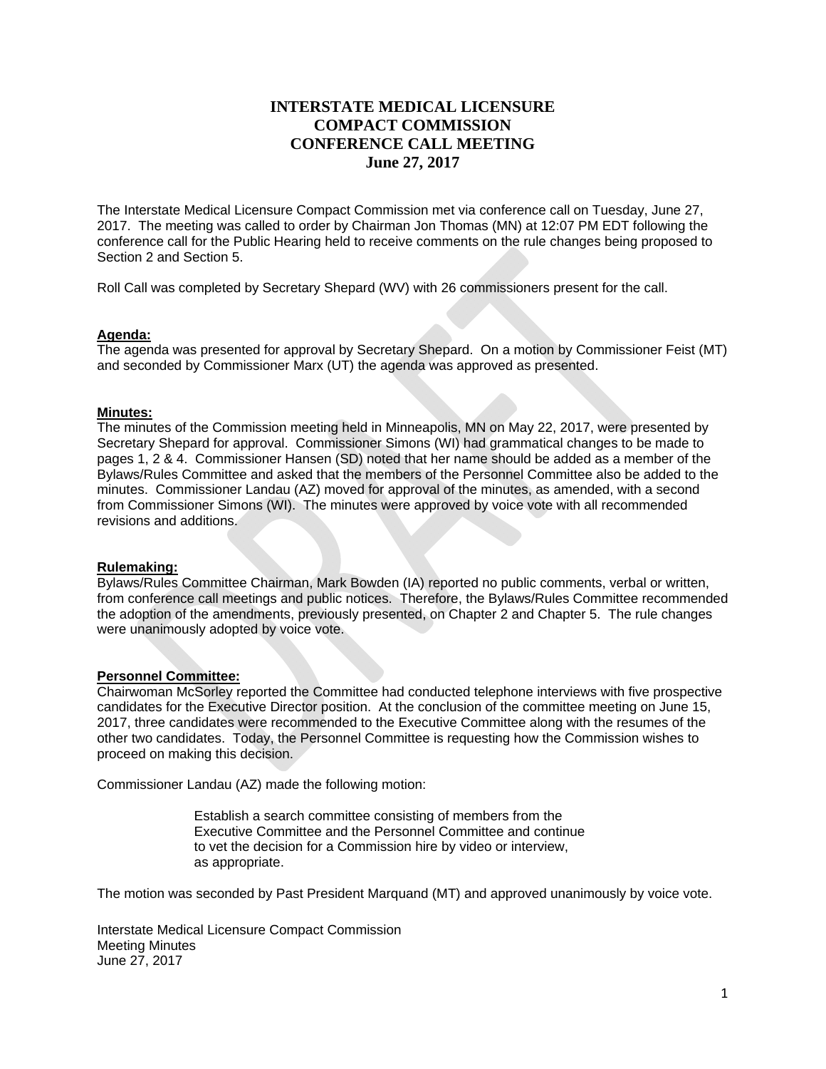# INTERSTATE MEDICAL LICENSURE COMPACT COMMISSION CONFERENCE CALL MEETING June 27, 2017

The Interstate Medical Licensure Compact Commission met via conference call on Tuesday, June 27, 2017. The meeting was called to order by Chairman Jon Thomas (MN) at 12:07 PM EDT following the conference call for the Public Hearing held to receive comments on the rule changes being proposed to Section 2 and Section 5.

Roll Call was completed by Secretary Shepard (WV) with 26 commissioners present for the call.

**Agenda:**
The agenda was presented for approval by Secretary Shepard. On a motion by Commissioner Feist (MT) and seconded by Commissioner Marx (UT) the agenda was approved as presented.

**Minutes:**
The minutes of the Commission meeting held in Minneapolis, MN on May 22, 2017, were presented by Secretary Shepard for approval. Commissioner Simons (WI) had grammatical changes to be made to pages 1, 2 & 4. Commissioner Hansen (SD) noted that her name should be added as a member of the Bylaws/Rules Committee and asked that the members of the Personnel Committee also be added to the minutes. Commissioner Landau (AZ) moved for approval of the minutes, as amended, with a second from Commissioner Simons (WI). The minutes were approved by voice vote with all recommended revisions and additions.

**Rulemaking:**
Bylaws/Rules Committee Chairman, Mark Bowden (IA) reported no public comments, verbal or written, from conference call meetings and public notices. Therefore, the Bylaws/Rules Committee recommended the adoption of the amendments, previously presented, on Chapter 2 and Chapter 5. The rule changes were unanimously adopted by voice vote.

**Personnel Committee:**
Chairwoman McSorley reported the Committee had conducted telephone interviews with five prospective candidates for the Executive Director position. At the conclusion of the committee meeting on June 15, 2017, three candidates were recommended to the Executive Committee along with the resumes of the other two candidates. Today, the Personnel Committee is requesting how the Commission wishes to proceed on making this decision.

Commissioner Landau (AZ) made the following motion:

> Establish a search committee consisting of members from the Executive Committee and the Personnel Committee and continue to vet the decision for a Commission hire by video or interview, as appropriate.

The motion was seconded by Past President Marquand (MT) and approved unanimously by voice vote.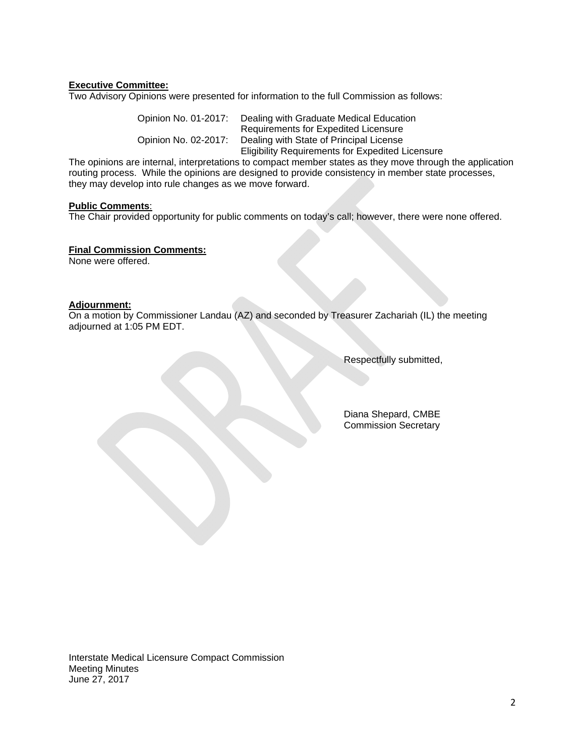**Executive Committee:**

Two Advisory Opinions were presented for information to the full Commission as follows:

| | |
|---|---|
| Opinion No. 01-2017: | Dealing with Graduate Medical Education Requirements for Expedited Licensure |
| Opinion No. 02-2017: | Dealing with State of Principal License Eligibility Requirements for Expedited Licensure |

The opinions are internal, interpretations to compact member states as they move through the application routing process. While the opinions are designed to provide consistency in member state processes, they may develop into rule changes as we move forward.

**Public Comments**:

The Chair provided opportunity for public comments on today's call; however, there were none offered.

**Final Commission Comments:**

None were offered.

**Adjournment:**

On a motion by Commissioner Landau (AZ) and seconded by Treasurer Zachariah (IL) the meeting adjourned at 1:05 PM EDT.

Respectfully submitted,

Diana Shepard, CMBE
Commission Secretary

Interstate Medical Licensure Compact Commission
Meeting Minutes
June 27, 2017